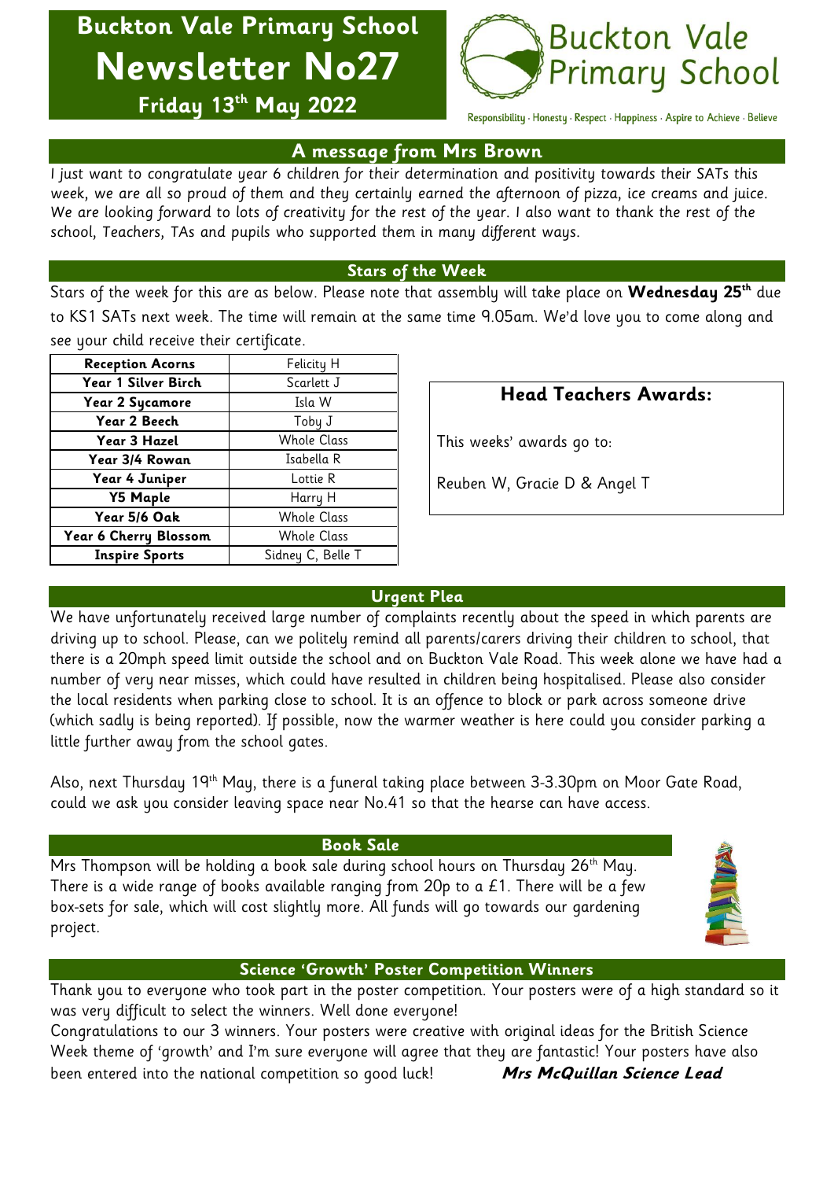# Buckton Vale Primary School

# Newsletter No27

**Friday 13th May 2022**

Buckton Vale Primary School

Responsibility · Honesty · Respect · Happiness · Aspire to Achieve · Believe

## A message from Mrs Brown

*I just want to congratulate year 6 children for their determination and positivity towards their SATs this week, we are all so proud of them and they certainly earned the afternoon of pizza, ice creams and juice. We are looking forward to lots of creativity for the rest of the year. I also want to thank the rest of the school, Teachers, TAs and pupils who supported them in many different ways.*

## Stars of the Week

Stars of the week for this are as below. Please note that assembly will take place on **Wednesday 25th** due to KS1 SATs next week. The time will remain at the same time 9.05am. We'd love you to come along and see your child receive their certificate.

| | |
|---|---|
| **Reception Acorns** | Felicity H |
| **Year 1 Silver Birch** | Scarlett J |
| **Year 2 Sycamore** | Isla W |
| **Year 2 Beech** | Toby J |
| **Year 3 Hazel** | Whole Class |
| **Year 3/4 Rowan** | Isabella R |
| **Year 4 Juniper** | Lottie R |
| **Y5 Maple** | Harry H |
| **Year 5/6 Oak** | Whole Class |
| **Year 6 Cherry Blossom** | Whole Class |
| **Inspire Sports** | Sidney C, Belle T |

### Head Teachers Awards:

This weeks' awards go to:

Reuben W, Gracie D & Angel T

## Urgent Plea

We have unfortunately received large number of complaints recently about the speed in which parents are driving up to school. Please, can we politely remind all parents/carers driving their children to school, that there is a 20mph speed limit outside the school and on Buckton Vale Road. This week alone we have had a number of very near misses, which could have resulted in children being hospitalised. Please also consider the local residents when parking close to school. It is an offence to block or park across someone drive (which sadly is being reported). If possible, now the warmer weather is here could you consider parking a little further away from the school gates.

Also, next Thursday 19th May, there is a funeral taking place between 3-3.30pm on Moor Gate Road, could we ask you consider leaving space near No.41 so that the hearse can have access.

## Book Sale

Mrs Thompson will be holding a book sale during school hours on Thursday 26th May. There is a wide range of books available ranging from 20p to £1. There will be a few box-sets for sale, which will cost slightly more. All funds will go towards our gardening project.

## Science 'Growth' Poster Competition Winners

Thank you to everyone who took part in the poster competition. Your posters were of a high standard so it was very difficult to select the winners. Well done everyone!

Congratulations to our 3 winners. Your posters were creative with original ideas for the British Science Week theme of 'growth' and I'm sure everyone will agree that they are fantastic! Your posters have also been entered into the national competition so good luck! ***Mrs McQuillan Science Lead***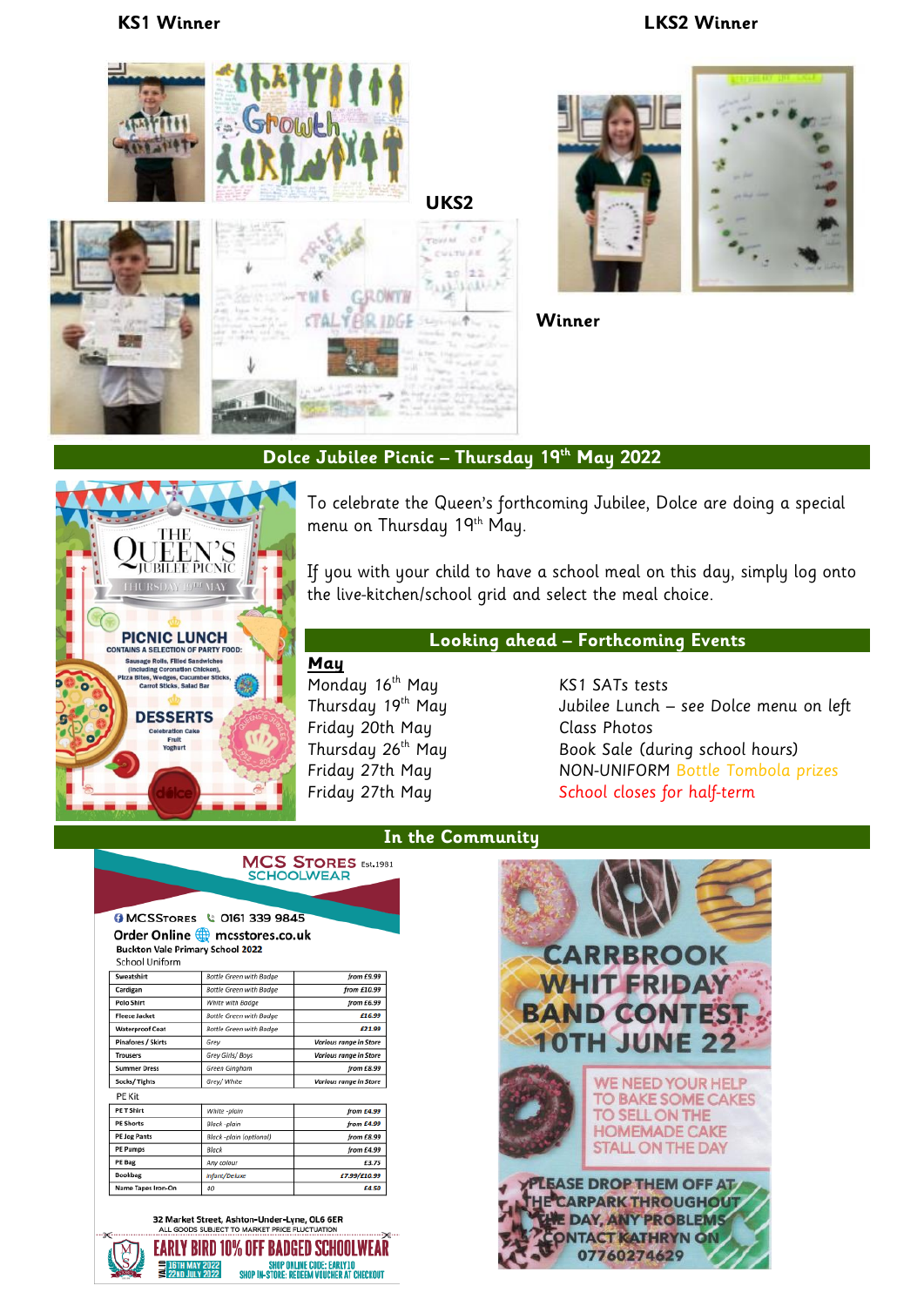**KS1 Winner**

**LKS2 Winner**

**UKS2**

**Winner**

## Dolce Jubilee Picnic – Thursday 19th May 2022

THE QUEEN'S JUBILEE PICNIC
THURSDAY 19TH MAY

PICNIC LUNCH
CONTAINS A SELECTION OF PARTY FOOD:
Sausage Rolls, Filled Sandwiches (including Coronation Chicken), Pizza Bites, Wedges, Cucumber Sticks, Carrot Sticks, Salad Bar

DESSERTS
Celebration Cake
Fruit
Yoghurt

dolce

To celebrate the Queen's forthcoming Jubilee, Dolce are doing a special menu on Thursday 19th May.

If you with your child to have a school meal on this day, simply log onto the live-kitchen/school grid and select the meal choice.

## Looking ahead – Forthcoming Events

**May**

| | |
|---|---|
| Monday 16th May | KS1 SATs tests |
| Thursday 19th May | Jubilee Lunch – see Dolce menu on left |
| Friday 20th May | Class Photos |
| Thursday 26th May | Book Sale (during school hours) |
| Friday 27th May | NON-UNIFORM Bottle Tombola prizes |
| Friday 27th May | School closes for half-term |

## In the Community

MCS STORES Est.1981
SCHOOLWEAR

MCSStores 0161 339 9845
Order Online mcsstores.co.uk
Buckton Vale Primary School 2022
School Uniform

| | | |
|---|---|---|
| Sweatshirt | Bottle Green with Badge | from £9.99 |
| Cardigan | Bottle Green with Badge | from £10.99 |
| Polo Shirt | White with Badge | from £6.99 |
| Fleece Jacket | Bottle Green with Badge | £16.99 |
| Waterproof Coat | Bottle Green with Badge | £21.99 |
| Pinafores / Skirts | Grey | Various range in Store |
| Trousers | Grey Girls/ Boys | Various range in Store |
| Summer Dress | Green Gingham | from £8.99 |
| Socks/ Tights | Grey/ White | Various range in Store |

PE Kit

| | | |
|---|---|---|
| PE T Shirt | White -plain | from £4.99 |
| PE Shorts | Black -plain | from £4.99 |
| PE Jog Pants | Black -plain (optional) | from £8.99 |
| PE Pumps | Black | from £4.99 |
| PE Bag | Any colour | £3.75 |
| Bookbag | Infant/Deluxe | £7.99/£10.99 |
| Name Tapes Iron-On | 30 | £4.50 |

32 Market Street, Ashton-Under-Lyne, OL6 6ER
ALL GOODS SUBJECT TO MARKET PRICE FLUCTUATION

EARLY BIRD 10% OFF BADGED SCHOOLWEAR
VALID 16TH MAY 2022 – 22ND JULY 2022
SHOP ONLINE CODE: EARLY10
SHOP IN-STORE: REDEEM VOUCHER AT CHECKOUT

CARRBROOK WHIT FRIDAY BAND CONTEST 10TH JUNE 22

WE NEED YOUR HELP TO BAKE SOME CAKES TO SELL ON THE HOMEMADE CAKE STALL ON THE DAY

PLEASE DROP THEM OFF AT THE CARPARK THROUGHOUT THE DAY, ANY PROBLEMS CONTACT KATHRYN ON 07760274629